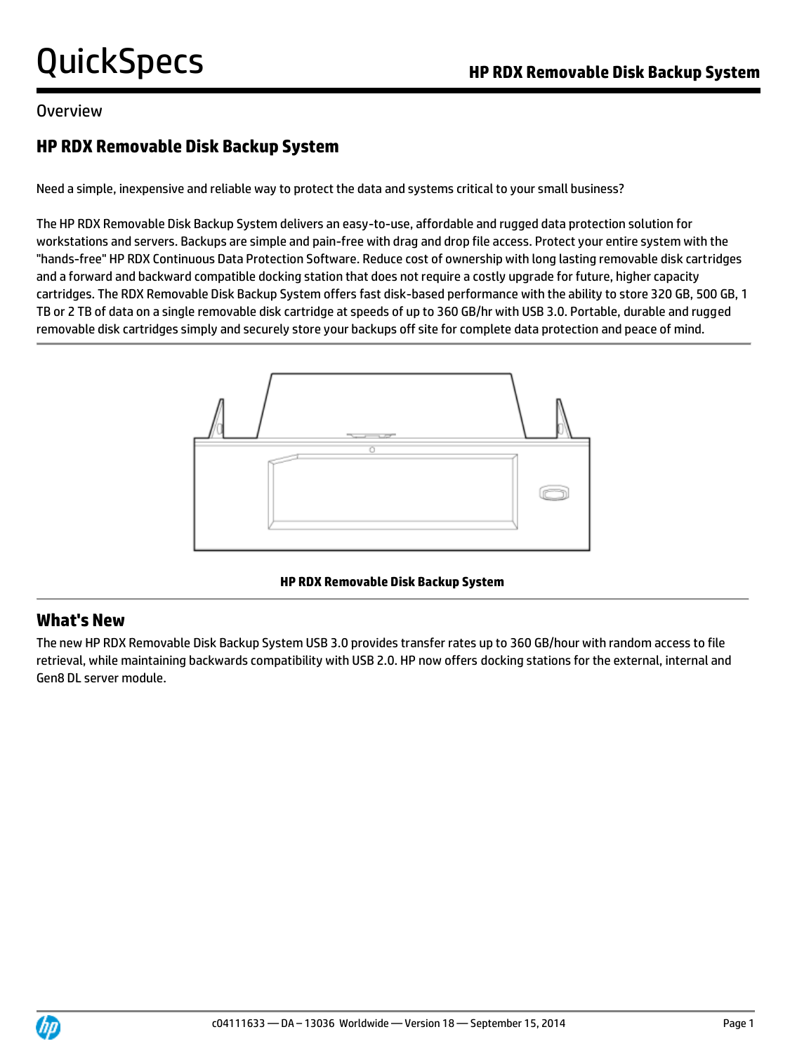# HP RDX Removable Disk Backup System

## Overview

### HP RDX Removable Disk Backup System

Need a simple, inexpensive and reliable way to protect the data and systems critical to your small business?

The HP RDX Removable Disk Backup System delivers an easy-to-use, affordable and rugged data protection solution for workstations and servers. Backups are simple and pain-free with drag and drop file access. Protect your entire system with the "hands-free" HP RDX Continuous Data Protection Software. Reduce cost of ownership with long lasting removable disk cartridges and a forward and backward compatible docking station that does not require a costly upgrade for future, higher capacity cartridges. The RDX Removable Disk Backup System offers fast disk-based performance with the ability to store 320 GB, 500 GB, 1 TB or 2 TB of data on a single removable disk cartridge at speeds of up to 360 GB/hr with USB 3.0. Portable, durable and rugged removable disk cartridges simply and securely store your backups off site for complete data protection and peace of mind.

**HP RDX Removable Disk Backup System**

### What's New

The new HP RDX Removable Disk Backup System USB 3.0 provides transfer rates up to 360 GB/hour with random access to file retrieval, while maintaining backwards compatibility with USB 2.0. HP now offers docking stations for the external, internal and Gen8 DL server module.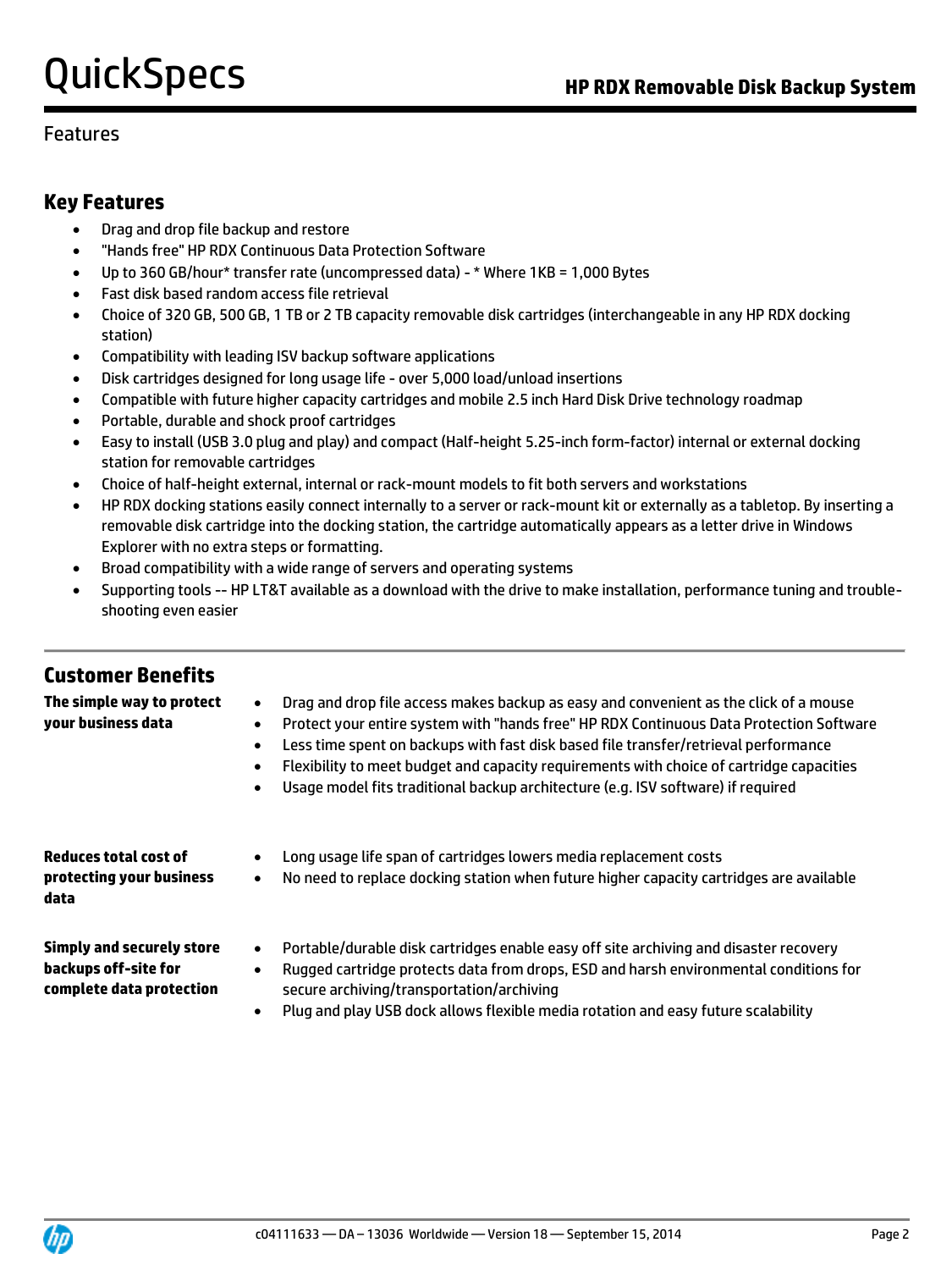Features

## Key Features

- Drag and drop file backup and restore
- "Hands free" HP RDX Continuous Data Protection Software
- Up to 360 GB/hour* transfer rate (uncompressed data) - * Where 1KB = 1,000 Bytes
- Fast disk based random access file retrieval
- Choice of 320 GB, 500 GB, 1 TB or 2 TB capacity removable disk cartridges (interchangeable in any HP RDX docking station)
- Compatibility with leading ISV backup software applications
- Disk cartridges designed for long usage life - over 5,000 load/unload insertions
- Compatible with future higher capacity cartridges and mobile 2.5 inch Hard Disk Drive technology roadmap
- Portable, durable and shock proof cartridges
- Easy to install (USB 3.0 plug and play) and compact (Half-height 5.25-inch form-factor) internal or external docking station for removable cartridges
- Choice of half-height external, internal or rack-mount models to fit both servers and workstations
- HP RDX docking stations easily connect internally to a server or rack-mount kit or externally as a tabletop. By inserting a removable disk cartridge into the docking station, the cartridge automatically appears as a letter drive in Windows Explorer with no extra steps or formatting.
- Broad compatibility with a wide range of servers and operating systems
- Supporting tools -- HP LT&T available as a download with the drive to make installation, performance tuning and trouble-shooting even easier

## Customer Benefits

**The simple way to protect your business data**

- Drag and drop file access makes backup as easy and convenient as the click of a mouse
- Protect your entire system with "hands free" HP RDX Continuous Data Protection Software
- Less time spent on backups with fast disk based file transfer/retrieval performance
- Flexibility to meet budget and capacity requirements with choice of cartridge capacities
- Usage model fits traditional backup architecture (e.g. ISV software) if required

**Reduces total cost of protecting your business data**

- Long usage life span of cartridges lowers media replacement costs
- No need to replace docking station when future higher capacity cartridges are available

**Simply and securely store backups off-site for complete data protection**

- Portable/durable disk cartridges enable easy off site archiving and disaster recovery
- Rugged cartridge protects data from drops, ESD and harsh environmental conditions for secure archiving/transportation/archiving
- Plug and play USB dock allows flexible media rotation and easy future scalability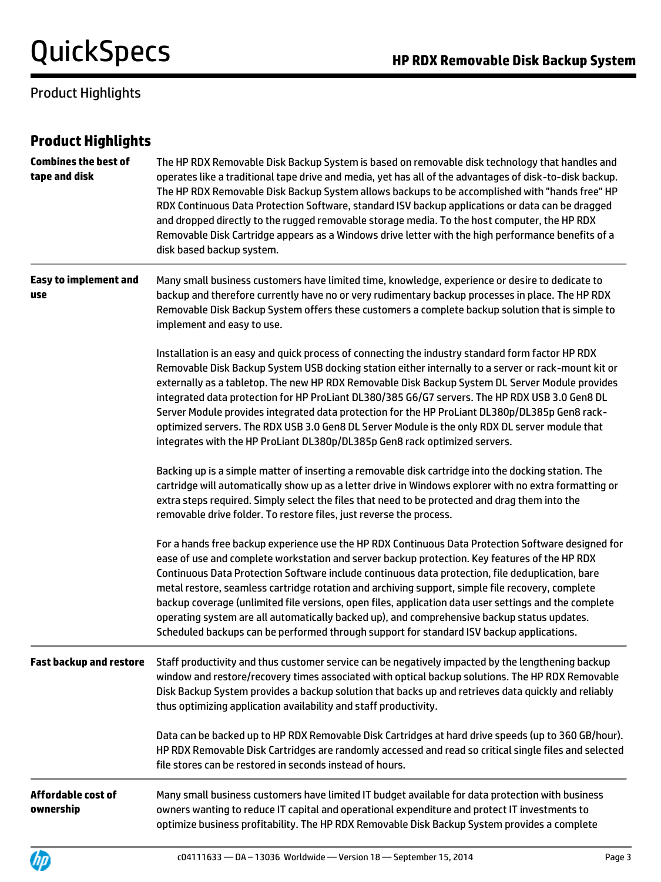## Product Highlights

# Product Highlights

| | |
|---|---|
| **Combines the best of tape and disk** | The HP RDX Removable Disk Backup System is based on removable disk technology that handles and operates like a traditional tape drive and media, yet has all of the advantages of disk-to-disk backup. The HP RDX Removable Disk Backup System allows backups to be accomplished with "hands free" HP RDX Continuous Data Protection Software, standard ISV backup applications or data can be dragged and dropped directly to the rugged removable storage media. To the host computer, the HP RDX Removable Disk Cartridge appears as a Windows drive letter with the high performance benefits of a disk based backup system. |
| **Easy to implement and use** | Many small business customers have limited time, knowledge, experience or desire to dedicate to backup and therefore currently have no or very rudimentary backup processes in place. The HP RDX Removable Disk Backup System offers these customers a complete backup solution that is simple to implement and easy to use.<br><br>Installation is an easy and quick process of connecting the industry standard form factor HP RDX Removable Disk Backup System USB docking station either internally to a server or rack-mount kit or externally as a tabletop. The new HP RDX Removable Disk Backup System DL Server Module provides integrated data protection for HP ProLiant DL380/385 G6/G7 servers. The HP RDX USB 3.0 Gen8 DL Server Module provides integrated data protection for the HP ProLiant DL380p/DL385p Gen8 rack-optimized servers. The RDX USB 3.0 Gen8 DL Server Module is the only RDX DL server module that integrates with the HP ProLiant DL380p/DL385p Gen8 rack optimized servers.<br><br>Backing up is a simple matter of inserting a removable disk cartridge into the docking station. The cartridge will automatically show up as a letter drive in Windows explorer with no extra formatting or extra steps required. Simply select the files that need to be protected and drag them into the removable drive folder. To restore files, just reverse the process.<br><br>For a hands free backup experience use the HP RDX Continuous Data Protection Software designed for ease of use and complete workstation and server backup protection. Key features of the HP RDX Continuous Data Protection Software include continuous data protection, file deduplication, bare metal restore, seamless cartridge rotation and archiving support, simple file recovery, complete backup coverage (unlimited file versions, open files, application data user settings and the complete operating system are all automatically backed up), and comprehensive backup status updates. Scheduled backups can be performed through support for standard ISV backup applications. |
| **Fast backup and restore** | Staff productivity and thus customer service can be negatively impacted by the lengthening backup window and restore/recovery times associated with optical backup solutions. The HP RDX Removable Disk Backup System provides a backup solution that backs up and retrieves data quickly and reliably thus optimizing application availability and staff productivity.<br><br>Data can be backed up to HP RDX Removable Disk Cartridges at hard drive speeds (up to 360 GB/hour). HP RDX Removable Disk Cartridges are randomly accessed and read so critical single files and selected file stores can be restored in seconds instead of hours. |
| **Affordable cost of ownership** | Many small business customers have limited IT budget available for data protection with business owners wanting to reduce IT capital and operational expenditure and protect IT investments to optimize business profitability. The HP RDX Removable Disk Backup System provides a complete |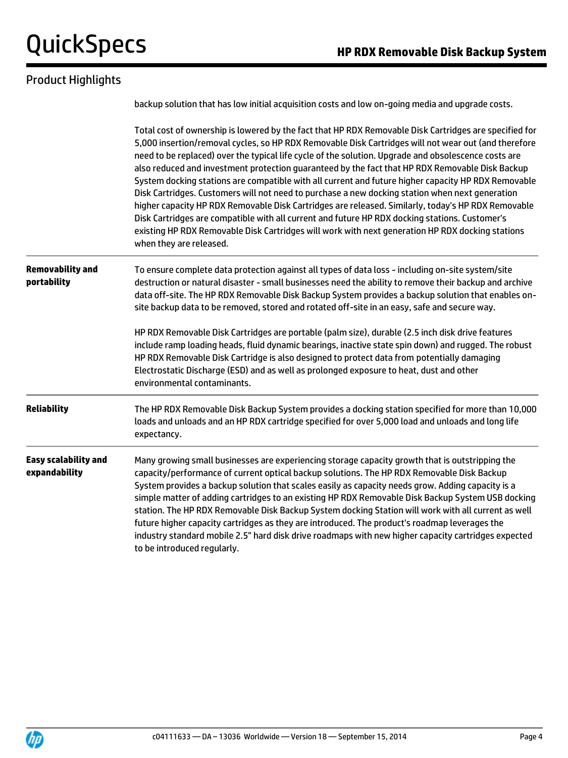## Product Highlights

backup solution that has low initial acquisition costs and low on-going media and upgrade costs.

Total cost of ownership is lowered by the fact that HP RDX Removable Disk Cartridges are specified for 5,000 insertion/removal cycles, so HP RDX Removable Disk Cartridges will not wear out (and therefore need to be replaced) over the typical life cycle of the solution. Upgrade and obsolescence costs are also reduced and investment protection guaranteed by the fact that HP RDX Removable Disk Backup System docking stations are compatible with all current and future higher capacity HP RDX Removable Disk Cartridges. Customers will not need to purchase a new docking station when next generation higher capacity HP RDX Removable Disk Cartridges are released. Similarly, today's HP RDX Removable Disk Cartridges are compatible with all current and future HP RDX docking stations. Customer's existing HP RDX Removable Disk Cartridges will work with next generation HP RDX docking stations when they are released.

**Removability and portability**

To ensure complete data protection against all types of data loss - including on-site system/site destruction or natural disaster - small businesses need the ability to remove their backup and archive data off-site. The HP RDX Removable Disk Backup System provides a backup solution that enables on-site backup data to be removed, stored and rotated off-site in an easy, safe and secure way.

HP RDX Removable Disk Cartridges are portable (palm size), durable (2.5 inch disk drive features include ramp loading heads, fluid dynamic bearings, inactive state spin down) and rugged. The robust HP RDX Removable Disk Cartridge is also designed to protect data from potentially damaging Electrostatic Discharge (ESD) and as well as prolonged exposure to heat, dust and other environmental contaminants.

**Reliability**

The HP RDX Removable Disk Backup System provides a docking station specified for more than 10,000 loads and unloads and an HP RDX cartridge specified for over 5,000 load and unloads and long life expectancy.

**Easy scalability and expandability**

Many growing small businesses are experiencing storage capacity growth that is outstripping the capacity/performance of current optical backup solutions. The HP RDX Removable Disk Backup System provides a backup solution that scales easily as capacity needs grow. Adding capacity is a simple matter of adding cartridges to an existing HP RDX Removable Disk Backup System USB docking station. The HP RDX Removable Disk Backup System docking Station will work with all current as well future higher capacity cartridges as they are introduced. The product's roadmap leverages the industry standard mobile 2.5" hard disk drive roadmaps with new higher capacity cartridges expected to be introduced regularly.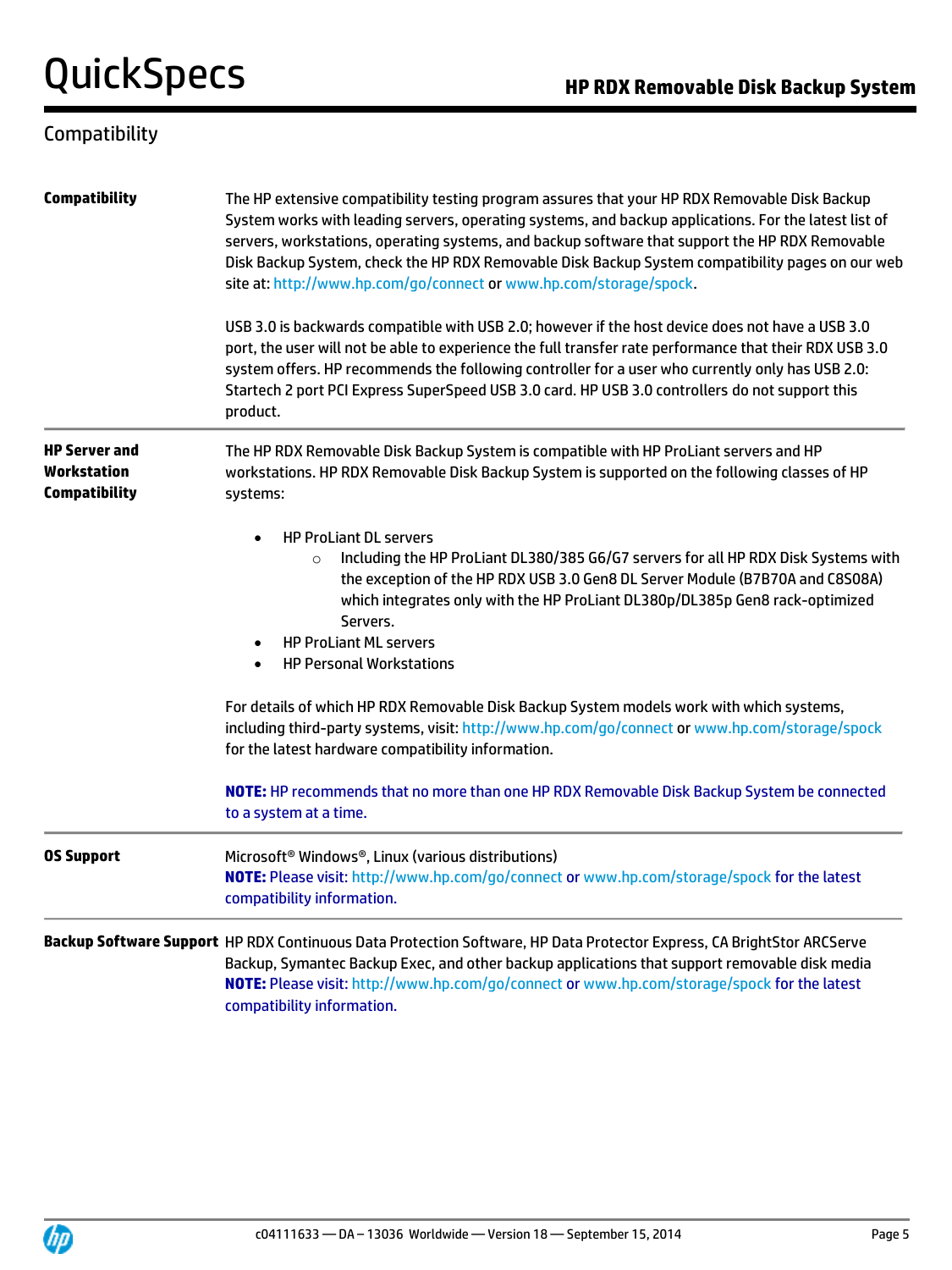## Compatibility

| | |
|---|---|
| **Compatibility** | The HP extensive compatibility testing program assures that your HP RDX Removable Disk Backup System works with leading servers, operating systems, and backup applications. For the latest list of servers, workstations, operating systems, and backup software that support the HP RDX Removable Disk Backup System, check the HP RDX Removable Disk Backup System compatibility pages on our web site at: http://www.hp.com/go/connect or www.hp.com/storage/spock.<br><br>USB 3.0 is backwards compatible with USB 2.0; however if the host device does not have a USB 3.0 port, the user will not be able to experience the full transfer rate performance that their RDX USB 3.0 system offers. HP recommends the following controller for a user who currently only has USB 2.0: Startech 2 port PCI Express SuperSpeed USB 3.0 card. HP USB 3.0 controllers do not support this product. |
| **HP Server and Workstation Compatibility** | The HP RDX Removable Disk Backup System is compatible with HP ProLiant servers and HP workstations. HP RDX Removable Disk Backup System is supported on the following classes of HP systems:<br><br>• HP ProLiant DL servers<br>&nbsp;&nbsp;&nbsp;&nbsp;○ Including the HP ProLiant DL380/385 G6/G7 servers for all HP RDX Disk Systems with the exception of the HP RDX USB 3.0 Gen8 DL Server Module (B7B70A and C8S08A) which integrates only with the HP ProLiant DL380p/DL385p Gen8 rack-optimized Servers.<br>• HP ProLiant ML servers<br>• HP Personal Workstations<br><br>For details of which HP RDX Removable Disk Backup System models work with which systems, including third-party systems, visit: http://www.hp.com/go/connect or www.hp.com/storage/spock for the latest hardware compatibility information.<br><br>**NOTE:** HP recommends that no more than one HP RDX Removable Disk Backup System be connected to a system at a time. |
| **OS Support** | Microsoft® Windows®, Linux (various distributions)<br>**NOTE:** Please visit: http://www.hp.com/go/connect or www.hp.com/storage/spock for the latest compatibility information. |
| **Backup Software Support** | HP RDX Continuous Data Protection Software, HP Data Protector Express, CA BrightStor ARCServe Backup, Symantec Backup Exec, and other backup applications that support removable disk media<br>**NOTE:** Please visit: http://www.hp.com/go/connect or www.hp.com/storage/spock for the latest compatibility information. |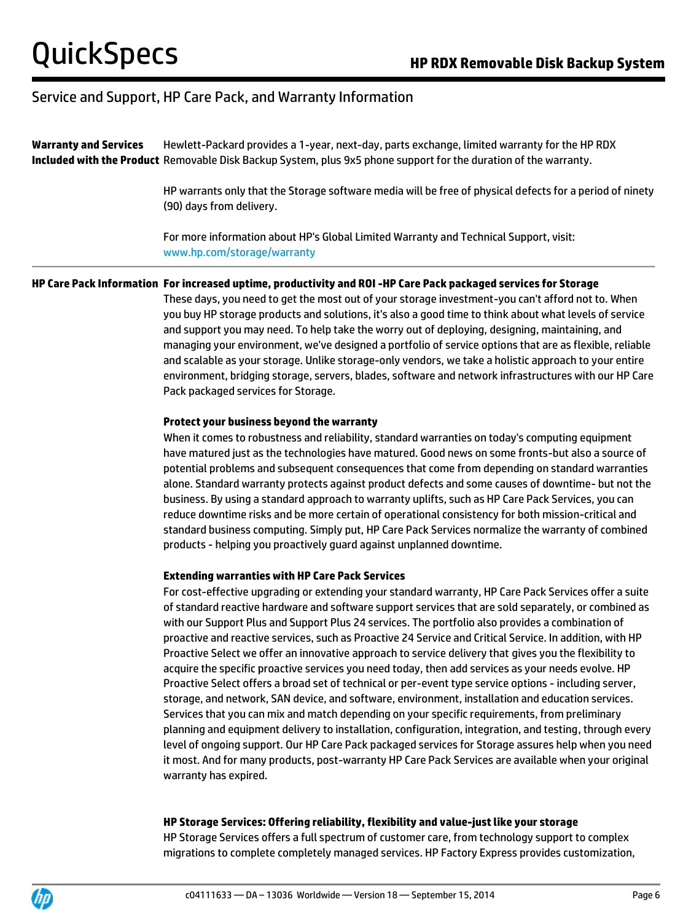## Service and Support, HP Care Pack, and Warranty Information

**Warranty and Services Included with the Product**

Hewlett-Packard provides a 1-year, next-day, parts exchange, limited warranty for the HP RDX Removable Disk Backup System, plus 9x5 phone support for the duration of the warranty.

HP warrants only that the Storage software media will be free of physical defects for a period of ninety (90) days from delivery.

For more information about HP's Global Limited Warranty and Technical Support, visit: www.hp.com/storage/warranty

---

**HP Care Pack Information**

**For increased uptime, productivity and ROI -HP Care Pack packaged services for Storage**

These days, you need to get the most out of your storage investment-you can't afford not to. When you buy HP storage products and solutions, it's also a good time to think about what levels of service and support you may need. To help take the worry out of deploying, designing, maintaining, and managing your environment, we've designed a portfolio of service options that are as flexible, reliable and scalable as your storage. Unlike storage-only vendors, we take a holistic approach to your entire environment, bridging storage, servers, blades, software and network infrastructures with our HP Care Pack packaged services for Storage.

**Protect your business beyond the warranty**

When it comes to robustness and reliability, standard warranties on today's computing equipment have matured just as the technologies have matured. Good news on some fronts-but also a source of potential problems and subsequent consequences that come from depending on standard warranties alone. Standard warranty protects against product defects and some causes of downtime- but not the business. By using a standard approach to warranty uplifts, such as HP Care Pack Services, you can reduce downtime risks and be more certain of operational consistency for both mission-critical and standard business computing. Simply put, HP Care Pack Services normalize the warranty of combined products - helping you proactively guard against unplanned downtime.

**Extending warranties with HP Care Pack Services**

For cost-effective upgrading or extending your standard warranty, HP Care Pack Services offer a suite of standard reactive hardware and software support services that are sold separately, or combined as with our Support Plus and Support Plus 24 services. The portfolio also provides a combination of proactive and reactive services, such as Proactive 24 Service and Critical Service. In addition, with HP Proactive Select we offer an innovative approach to service delivery that gives you the flexibility to acquire the specific proactive services you need today, then add services as your needs evolve. HP Proactive Select offers a broad set of technical or per-event type service options - including server, storage, and network, SAN device, and software, environment, installation and education services. Services that you can mix and match depending on your specific requirements, from preliminary planning and equipment delivery to installation, configuration, integration, and testing, through every level of ongoing support. Our HP Care Pack packaged services for Storage assures help when you need it most. And for many products, post-warranty HP Care Pack Services are available when your original warranty has expired.

**HP Storage Services: Offering reliability, flexibility and value-just like your storage**

HP Storage Services offers a full spectrum of customer care, from technology support to complex migrations to complete completely managed services. HP Factory Express provides customization,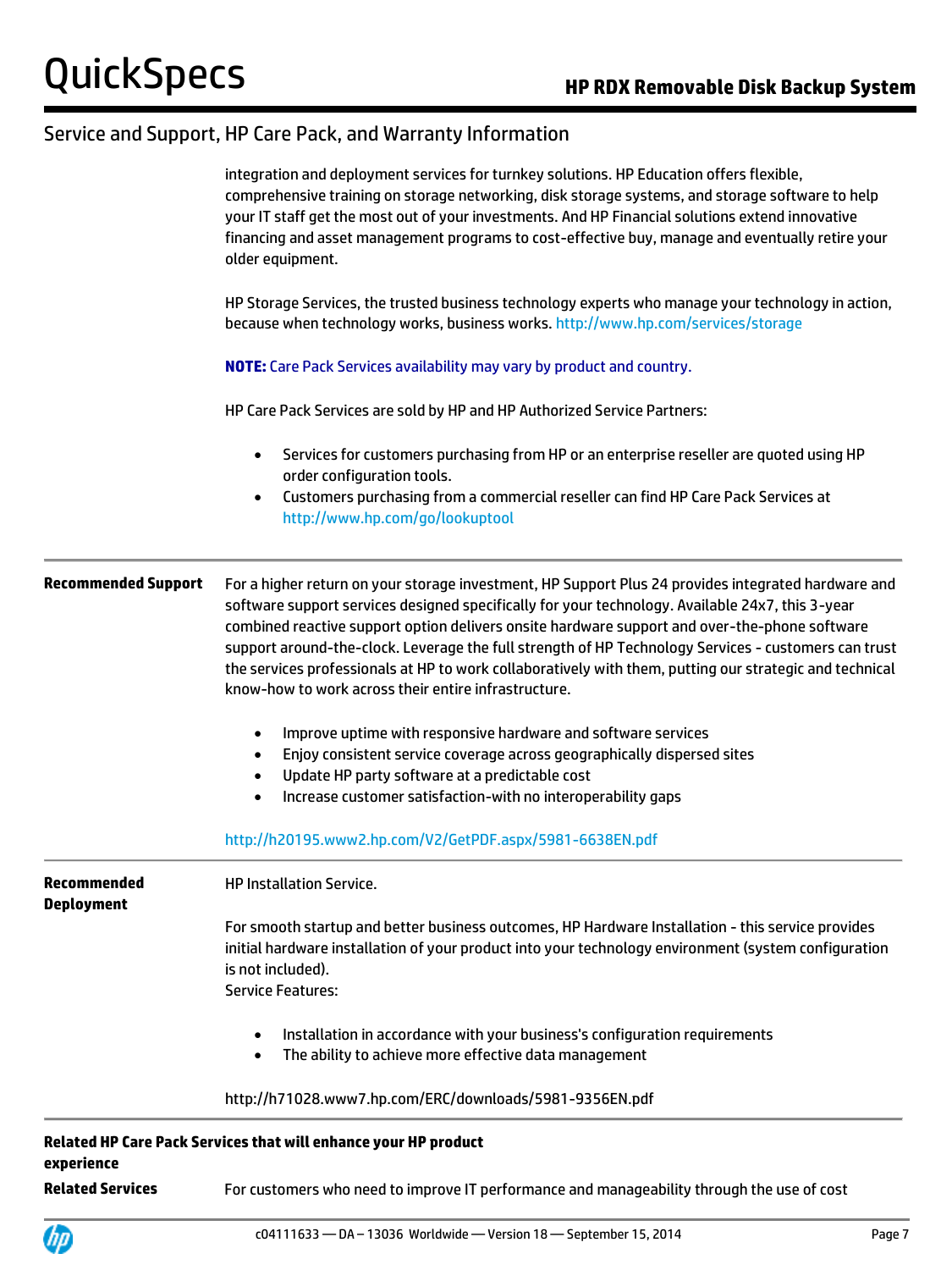## Service and Support, HP Care Pack, and Warranty Information

integration and deployment services for turnkey solutions. HP Education offers flexible, comprehensive training on storage networking, disk storage systems, and storage software to help your IT staff get the most out of your investments. And HP Financial solutions extend innovative financing and asset management programs to cost-effective buy, manage and eventually retire your older equipment.

HP Storage Services, the trusted business technology experts who manage your technology in action, because when technology works, business works. http://www.hp.com/services/storage

**NOTE:** Care Pack Services availability may vary by product and country.

HP Care Pack Services are sold by HP and HP Authorized Service Partners:

- Services for customers purchasing from HP or an enterprise reseller are quoted using HP order configuration tools.
- Customers purchasing from a commercial reseller can find HP Care Pack Services at http://www.hp.com/go/lookuptool

---

**Recommended Support**

For a higher return on your storage investment, HP Support Plus 24 provides integrated hardware and software support services designed specifically for your technology. Available 24x7, this 3-year combined reactive support option delivers onsite hardware support and over-the-phone software support around-the-clock. Leverage the full strength of HP Technology Services - customers can trust the services professionals at HP to work collaboratively with them, putting our strategic and technical know-how to work across their entire infrastructure.

- Improve uptime with responsive hardware and software services
- Enjoy consistent service coverage across geographically dispersed sites
- Update HP party software at a predictable cost
- Increase customer satisfaction-with no interoperability gaps

http://h20195.www2.hp.com/V2/GetPDF.aspx/5981-6638EN.pdf

---

**Recommended Deployment**

HP Installation Service.

For smooth startup and better business outcomes, HP Hardware Installation - this service provides initial hardware installation of your product into your technology environment (system configuration is not included).
Service Features:

- Installation in accordance with your business's configuration requirements
- The ability to achieve more effective data management

http://h71028.www7.hp.com/ERC/downloads/5981-9356EN.pdf

---

**Related HP Care Pack Services that will enhance your HP product experience**

**Related Services**

For customers who need to improve IT performance and manageability through the use of cost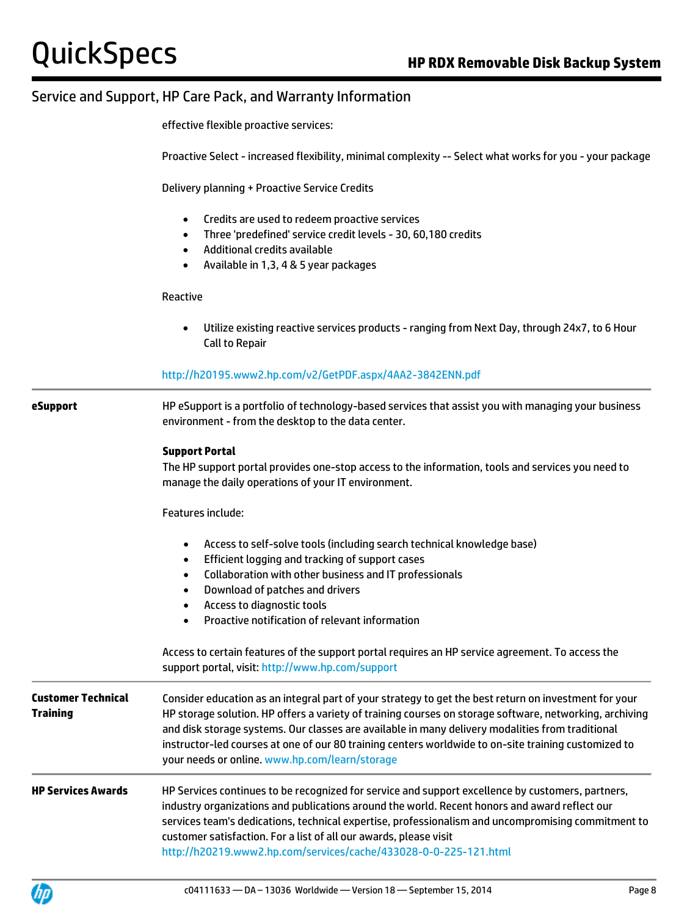## Service and Support, HP Care Pack, and Warranty Information

effective flexible proactive services:

Proactive Select - increased flexibility, minimal complexity -- Select what works for you - your package

Delivery planning + Proactive Service Credits

- Credits are used to redeem proactive services
- Three 'predefined' service credit levels - 30, 60,180 credits
- Additional credits available
- Available in 1,3, 4 & 5 year packages

Reactive

- Utilize existing reactive services products - ranging from Next Day, through 24x7, to 6 Hour Call to Repair

http://h20195.www2.hp.com/v2/GetPDF.aspx/4AA2-3842ENN.pdf

**eSupport**

HP eSupport is a portfolio of technology-based services that assist you with managing your business environment - from the desktop to the data center.

**Support Portal**
The HP support portal provides one-stop access to the information, tools and services you need to manage the daily operations of your IT environment.

Features include:

- Access to self-solve tools (including search technical knowledge base)
- Efficient logging and tracking of support cases
- Collaboration with other business and IT professionals
- Download of patches and drivers
- Access to diagnostic tools
- Proactive notification of relevant information

Access to certain features of the support portal requires an HP service agreement. To access the support portal, visit: http://www.hp.com/support

**Customer Technical Training**

Consider education as an integral part of your strategy to get the best return on investment for your HP storage solution. HP offers a variety of training courses on storage software, networking, archiving and disk storage systems. Our classes are available in many delivery modalities from traditional instructor-led courses at one of our 80 training centers worldwide to on-site training customized to your needs or online. www.hp.com/learn/storage

**HP Services Awards**

HP Services continues to be recognized for service and support excellence by customers, partners, industry organizations and publications around the world. Recent honors and award reflect our services team's dedications, technical expertise, professionalism and uncompromising commitment to customer satisfaction. For a list of all our awards, please visit http://h20219.www2.hp.com/services/cache/433028-0-0-225-121.html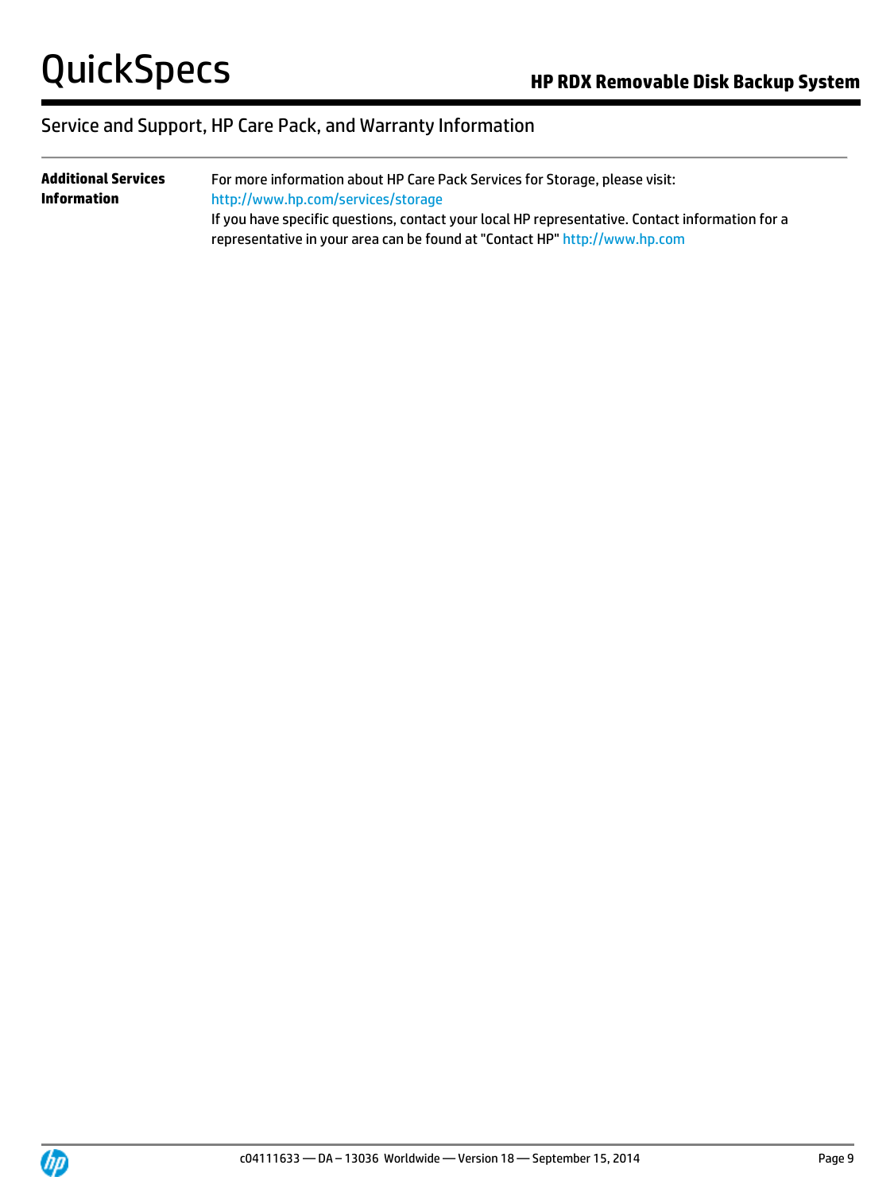## Service and Support, HP Care Pack, and Warranty Information

| | |
|---|---|
| **Additional Services Information** | For more information about HP Care Pack Services for Storage, please visit: http://www.hp.com/services/storage<br>If you have specific questions, contact your local HP representative. Contact information for a representative in your area can be found at "Contact HP" http://www.hp.com |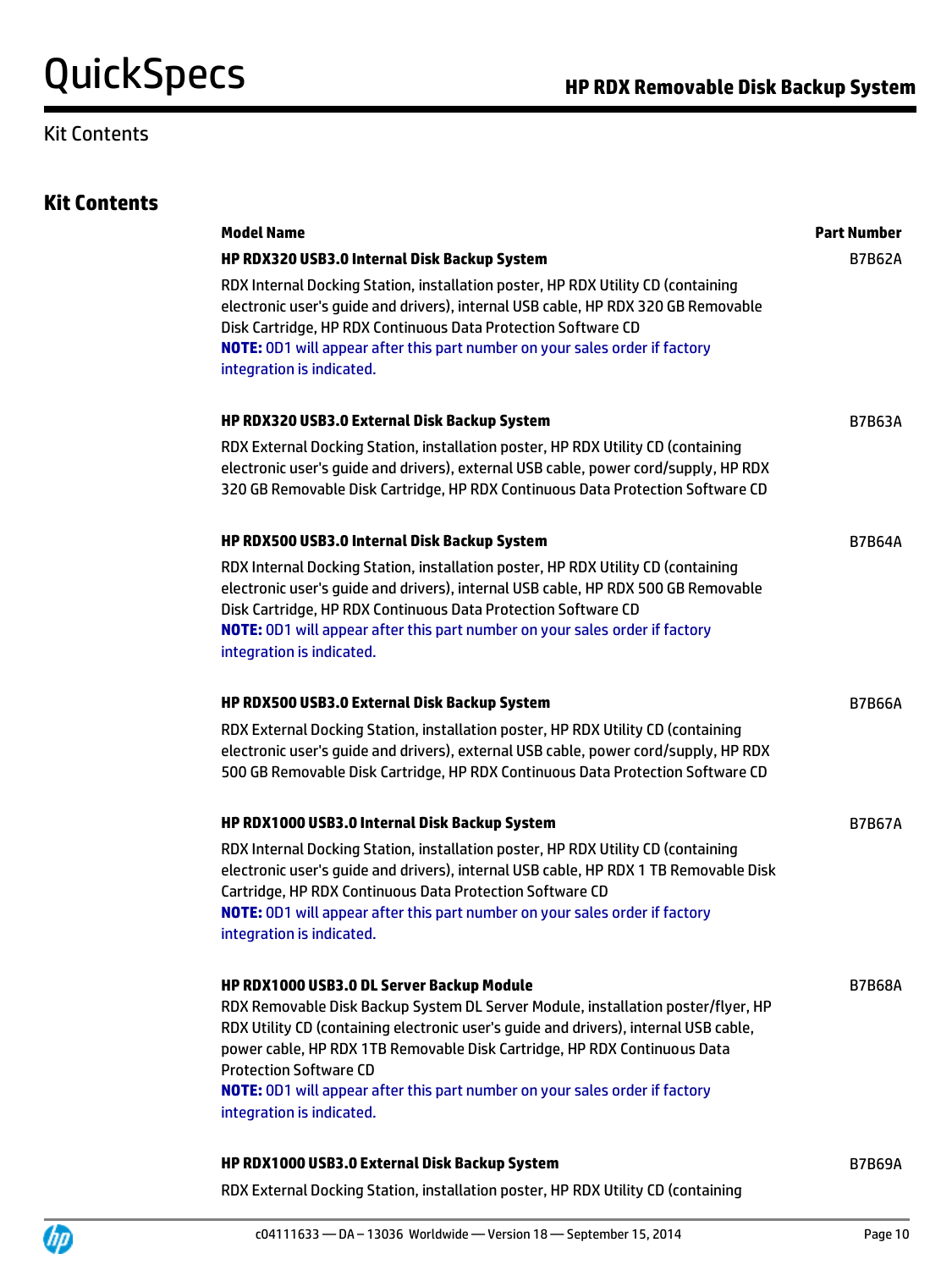## Kit Contents

| Model Name | Part Number |
|---|---|
| **HP RDX320 USB3.0 Internal Disk Backup System**<br>RDX Internal Docking Station, installation poster, HP RDX Utility CD (containing electronic user's guide and drivers), internal USB cable, HP RDX 320 GB Removable Disk Cartridge, HP RDX Continuous Data Protection Software CD<br>**NOTE:** 0D1 will appear after this part number on your sales order if factory integration is indicated. | B7B62A |
| **HP RDX320 USB3.0 External Disk Backup System**<br>RDX External Docking Station, installation poster, HP RDX Utility CD (containing electronic user's guide and drivers), external USB cable, power cord/supply, HP RDX 320 GB Removable Disk Cartridge, HP RDX Continuous Data Protection Software CD | B7B63A |
| **HP RDX500 USB3.0 Internal Disk Backup System**<br>RDX Internal Docking Station, installation poster, HP RDX Utility CD (containing electronic user's guide and drivers), internal USB cable, HP RDX 500 GB Removable Disk Cartridge, HP RDX Continuous Data Protection Software CD<br>**NOTE:** 0D1 will appear after this part number on your sales order if factory integration is indicated. | B7B64A |
| **HP RDX500 USB3.0 External Disk Backup System**<br>RDX External Docking Station, installation poster, HP RDX Utility CD (containing electronic user's guide and drivers), external USB cable, power cord/supply, HP RDX 500 GB Removable Disk Cartridge, HP RDX Continuous Data Protection Software CD | B7B66A |
| **HP RDX1000 USB3.0 Internal Disk Backup System**<br>RDX Internal Docking Station, installation poster, HP RDX Utility CD (containing electronic user's guide and drivers), internal USB cable, HP RDX 1 TB Removable Disk Cartridge, HP RDX Continuous Data Protection Software CD<br>**NOTE:** 0D1 will appear after this part number on your sales order if factory integration is indicated. | B7B67A |
| **HP RDX1000 USB3.0 DL Server Backup Module**<br>RDX Removable Disk Backup System DL Server Module, installation poster/flyer, HP RDX Utility CD (containing electronic user's guide and drivers), internal USB cable, power cable, HP RDX 1TB Removable Disk Cartridge, HP RDX Continuous Data Protection Software CD<br>**NOTE:** 0D1 will appear after this part number on your sales order if factory integration is indicated. | B7B68A |
| **HP RDX1000 USB3.0 External Disk Backup System**<br>RDX External Docking Station, installation poster, HP RDX Utility CD (containing | B7B69A |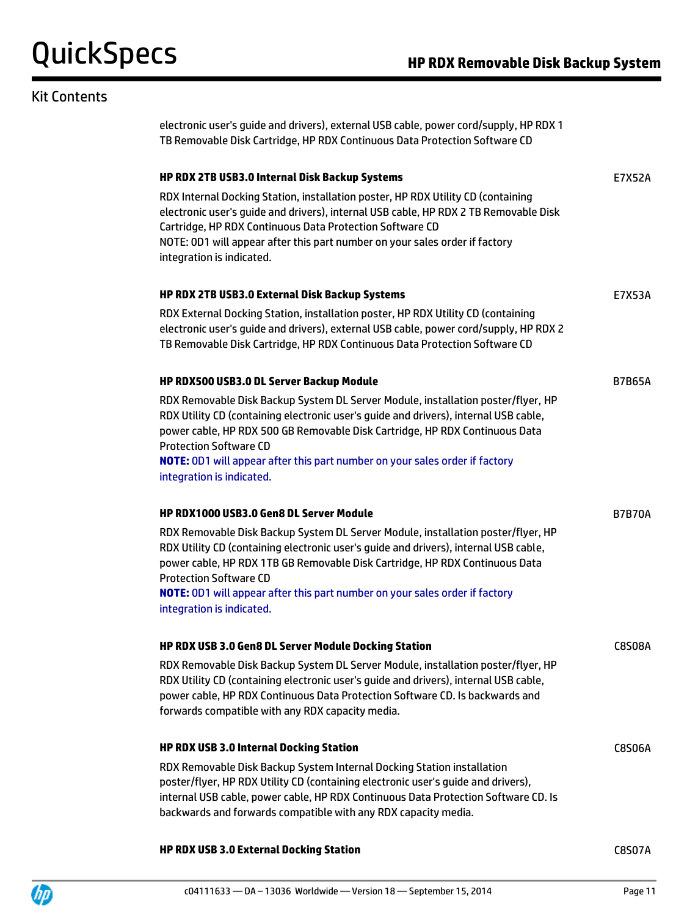## Kit Contents

electronic user's guide and drivers), external USB cable, power cord/supply, HP RDX 1 TB Removable Disk Cartridge, HP RDX Continuous Data Protection Software CD

**HP RDX 2TB USB3.0 Internal Disk Backup Systems** — E7X52A

RDX Internal Docking Station, installation poster, HP RDX Utility CD (containing electronic user's guide and drivers), internal USB cable, HP RDX 2 TB Removable Disk Cartridge, HP RDX Continuous Data Protection Software CD
NOTE: 0D1 will appear after this part number on your sales order if factory integration is indicated.

**HP RDX 2TB USB3.0 External Disk Backup Systems** — E7X53A

RDX External Docking Station, installation poster, HP RDX Utility CD (containing electronic user's guide and drivers), external USB cable, power cord/supply, HP RDX 2 TB Removable Disk Cartridge, HP RDX Continuous Data Protection Software CD

**HP RDX500 USB3.0 DL Server Backup Module** — B7B65A

RDX Removable Disk Backup System DL Server Module, installation poster/flyer, HP RDX Utility CD (containing electronic user's guide and drivers), internal USB cable, power cable, HP RDX 500 GB Removable Disk Cartridge, HP RDX Continuous Data Protection Software CD
**NOTE:** 0D1 will appear after this part number on your sales order if factory integration is indicated.

**HP RDX1000 USB3.0 Gen8 DL Server Module** — B7B70A

RDX Removable Disk Backup System DL Server Module, installation poster/flyer, HP RDX Utility CD (containing electronic user's guide and drivers), internal USB cable, power cable, HP RDX 1TB GB Removable Disk Cartridge, HP RDX Continuous Data Protection Software CD
**NOTE:** 0D1 will appear after this part number on your sales order if factory integration is indicated.

**HP RDX USB 3.0 Gen8 DL Server Module Docking Station** — C8S08A

RDX Removable Disk Backup System DL Server Module, installation poster/flyer, HP RDX Utility CD (containing electronic user's guide and drivers), internal USB cable, power cable, HP RDX Continuous Data Protection Software CD. Is backwards and forwards compatible with any RDX capacity media.

**HP RDX USB 3.0 Internal Docking Station** — C8S06A

RDX Removable Disk Backup System Internal Docking Station installation poster/flyer, HP RDX Utility CD (containing electronic user's guide and drivers), internal USB cable, power cable, HP RDX Continuous Data Protection Software CD. Is backwards and forwards compatible with any RDX capacity media.

**HP RDX USB 3.0 External Docking Station** — C8S07A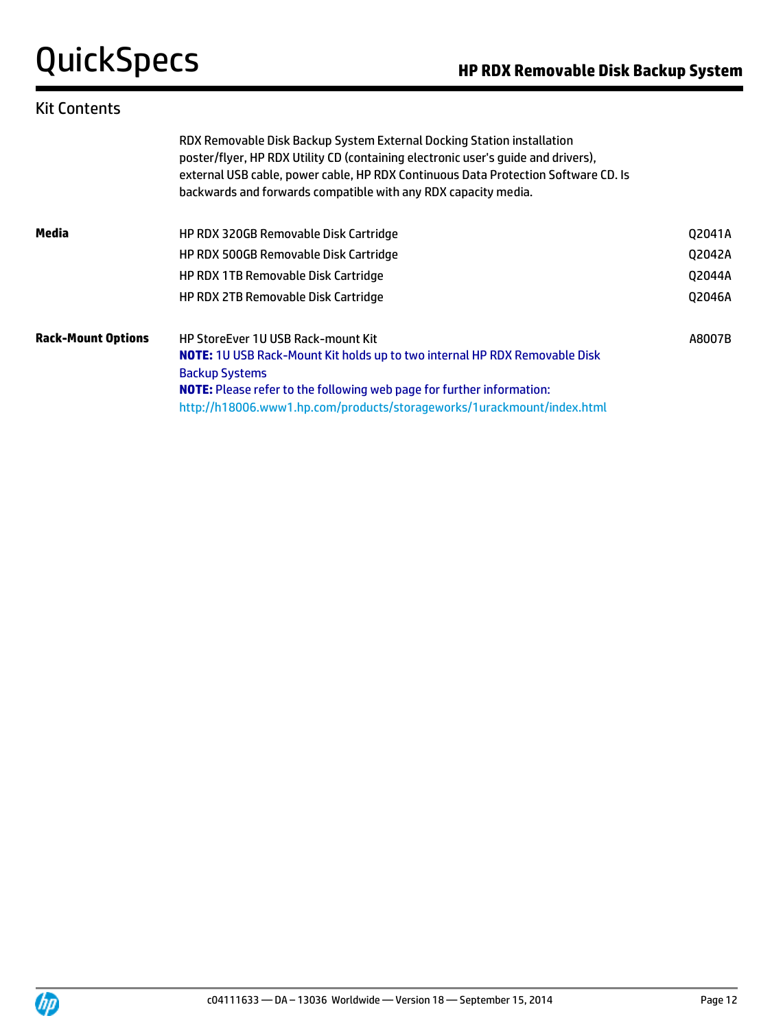## Kit Contents

RDX Removable Disk Backup System External Docking Station installation poster/flyer, HP RDX Utility CD (containing electronic user's guide and drivers), external USB cable, power cable, HP RDX Continuous Data Protection Software CD. Is backwards and forwards compatible with any RDX capacity media.

| | | |
|---|---|---|
| **Media** | HP RDX 320GB Removable Disk Cartridge | Q2041A |
| | HP RDX 500GB Removable Disk Cartridge | Q2042A |
| | HP RDX 1TB Removable Disk Cartridge | Q2044A |
| | HP RDX 2TB Removable Disk Cartridge | Q2046A |
| **Rack-Mount Options** | HP StoreEver 1U USB Rack-mount Kit<br>**NOTE:** 1U USB Rack-Mount Kit holds up to two internal HP RDX Removable Disk Backup Systems<br>**NOTE:** Please refer to the following web page for further information:<br>http://h18006.www1.hp.com/products/storageworks/1urackmount/index.html | A8007B |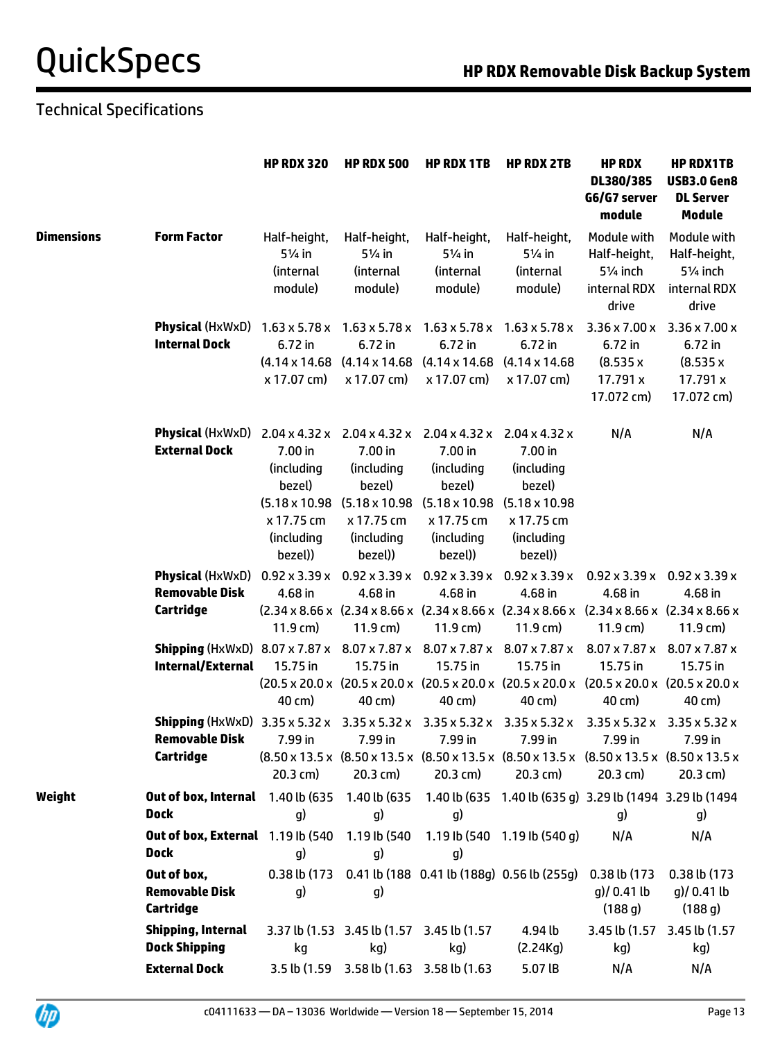# HP RDX Removable Disk Backup System

## Technical Specifications

| | | HP RDX 320 | HP RDX 500 | HP RDX 1TB | HP RDX 2TB | HP RDX DL380/385 G6/G7 server module | HP RDX1TB USB3.0 Gen8 DL Server Module |
|---|---|---|---|---|---|---|---|
| **Dimensions** | **Form Factor** | Half-height, 5¼ in (internal module) | Half-height, 5¼ in (internal module) | Half-height, 5¼ in (internal module) | Half-height, 5¼ in (internal module) | Module with Half-height, 5¼ inch internal RDX drive | Module with Half-height, 5¼ inch internal RDX drive |
| | **Physical** (HxWxD) **Internal Dock** | 1.63 x 5.78 x 6.72 in (4.14 x 14.68 x 17.07 cm) | 1.63 x 5.78 x 6.72 in (4.14 x 14.68 x 17.07 cm) | 1.63 x 5.78 x 6.72 in (4.14 x 14.68 x 17.07 cm) | 1.63 x 5.78 x 6.72 in (4.14 x 14.68 x 17.07 cm) | 3.36 x 7.00 x 6.72 in (8.535 x 17.791 x 17.072 cm) | 3.36 x 7.00 x 6.72 in (8.535 x 17.791 x 17.072 cm) |
| | **Physical** (HxWxD) **External Dock** | 2.04 x 4.32 x 7.00 in (including bezel) (5.18 x 10.98 x 17.75 cm (including bezel)) | 2.04 x 4.32 x 7.00 in (including bezel) (5.18 x 10.98 x 17.75 cm (including bezel)) | 2.04 x 4.32 x 7.00 in (including bezel) (5.18 x 10.98 x 17.75 cm (including bezel)) | 2.04 x 4.32 x 7.00 in (including bezel) (5.18 x 10.98 x 17.75 cm (including bezel)) | N/A | N/A |
| | **Physical** (HxWxD) **Removable Disk Cartridge** | 0.92 x 3.39 x 4.68 in (2.34 x 8.66 x 11.9 cm) | 0.92 x 3.39 x 4.68 in (2.34 x 8.66 x 11.9 cm) | 0.92 x 3.39 x 4.68 in (2.34 x 8.66 x 11.9 cm) | 0.92 x 3.39 x 4.68 in (2.34 x 8.66 x 11.9 cm) | 0.92 x 3.39 x 4.68 in (2.34 x 8.66 x 11.9 cm) | 0.92 x 3.39 x 4.68 in (2.34 x 8.66 x 11.9 cm) |
| | **Shipping** (HxWxD) **Internal/External** | 8.07 x 7.87 x 15.75 in (20.5 x 20.0 x 40 cm) | 8.07 x 7.87 x 15.75 in (20.5 x 20.0 x 40 cm) | 8.07 x 7.87 x 15.75 in (20.5 x 20.0 x 40 cm) | 8.07 x 7.87 x 15.75 in (20.5 x 20.0 x 40 cm) | 8.07 x 7.87 x 15.75 in (20.5 x 20.0 x 40 cm) | 8.07 x 7.87 x 15.75 in (20.5 x 20.0 x 40 cm) |
| | **Shipping** (HxWxD) **Removable Disk Cartridge** | 3.35 x 5.32 x 7.99 in (8.50 x 13.5 x 20.3 cm) | 3.35 x 5.32 x 7.99 in (8.50 x 13.5 x 20.3 cm) | 3.35 x 5.32 x 7.99 in (8.50 x 13.5 x 20.3 cm) | 3.35 x 5.32 x 7.99 in (8.50 x 13.5 x 20.3 cm) | 3.35 x 5.32 x 7.99 in (8.50 x 13.5 x 20.3 cm) | 3.35 x 5.32 x 7.99 in (8.50 x 13.5 x 20.3 cm) |
| **Weight** | **Out of box, Internal Dock** | 1.40 lb (635 g) | 1.40 lb (635 g) | 1.40 lb (635 g) | 1.40 lb (635 g) | 3.29 lb (1494 g) | 3.29 lb (1494 g) |
| | **Out of box, External Dock** | 1.19 lb (540 g) | 1.19 lb (540 g) | 1.19 lb (540 g) | 1.19 lb (540 g) | N/A | N/A |
| | **Out of box, Removable Disk Cartridge** | 0.38 lb (173 g) | 0.41 lb (188 g) | 0.41 lb (188g) | 0.56 lb (255g) | 0.38 lb (173 g)/ 0.41 lb (188 g) | 0.38 lb (173 g)/ 0.41 lb (188 g) |
| | **Shipping, Internal Dock Shipping** | 3.37 lb (1.53 kg | 3.45 lb (1.57 kg) | 3.45 lb (1.57 kg) | 4.94 lb (2.24Kg) | 3.45 lb (1.57 kg) | 3.45 lb (1.57 kg) |
| | **External Dock** | 3.5 lb (1.59 | 3.58 lb (1.63 | 3.58 lb (1.63 | 5.07 lB | N/A | N/A |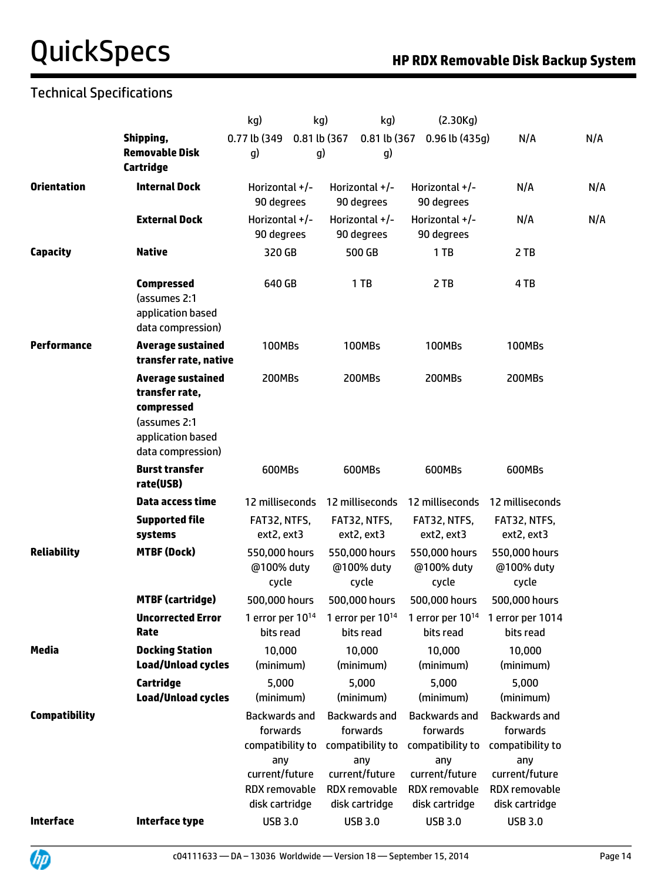## Technical Specifications

| | | | | | | | |
|---|---|---|---|---|---|---|---|
| | | kg) | kg) | kg) | (2.30Kg) | | |
| | **Shipping, Removable Disk Cartridge** | 0.77 lb (349 g) | 0.81 lb (367 g) | 0.81 lb (367 g) | 0.96 lb (435g) | N/A | N/A |
| **Orientation** | **Internal Dock** | Horizontal +/- 90 degrees | Horizontal +/- 90 degrees | Horizontal +/- 90 degrees | N/A | N/A | |
| | **External Dock** | Horizontal +/- 90 degrees | Horizontal +/- 90 degrees | Horizontal +/- 90 degrees | N/A | N/A | |
| **Capacity** | **Native** | 320 GB | 500 GB | 1 TB | 2 TB | | |
| | **Compressed** (assumes 2:1 application based data compression) | 640 GB | 1 TB | 2 TB | 4 TB | | |
| **Performance** | **Average sustained transfer rate, native** | 100MBs | 100MBs | 100MBs | 100MBs | | |
| | **Average sustained transfer rate, compressed** (assumes 2:1 application based data compression) | 200MBs | 200MBs | 200MBs | 200MBs | | |
| | **Burst transfer rate(USB)** | 600MBs | 600MBs | 600MBs | 600MBs | | |
| | **Data access time** | 12 milliseconds | 12 milliseconds | 12 milliseconds | 12 milliseconds | | |
| | **Supported file systems** | FAT32, NTFS, ext2, ext3 | FAT32, NTFS, ext2, ext3 | FAT32, NTFS, ext2, ext3 | FAT32, NTFS, ext2, ext3 | | |
| **Reliability** | **MTBF (Dock)** | 550,000 hours @100% duty cycle | 550,000 hours @100% duty cycle | 550,000 hours @100% duty cycle | 550,000 hours @100% duty cycle | | |
| | **MTBF (cartridge)** | 500,000 hours | 500,000 hours | 500,000 hours | 500,000 hours | | |
| | **Uncorrected Error Rate** | 1 error per $10^{14}$ bits read | 1 error per $10^{14}$ bits read | 1 error per $10^{14}$ bits read | 1 error per 1014 bits read | | |
| **Media** | **Docking Station Load/Unload cycles** | 10,000 (minimum) | 10,000 (minimum) | 10,000 (minimum) | 10,000 (minimum) | | |
| | **Cartridge Load/Unload cycles** | 5,000 (minimum) | 5,000 (minimum) | 5,000 (minimum) | 5,000 (minimum) | | |
| **Compatibility** | | Backwards and forwards compatibility to any current/future RDX removable disk cartridge | Backwards and forwards compatibility to any current/future RDX removable disk cartridge | Backwards and forwards compatibility to any current/future RDX removable disk cartridge | Backwards and forwards compatibility to any current/future RDX removable disk cartridge | | |
| **Interface** | **Interface type** | USB 3.0 | USB 3.0 | USB 3.0 | USB 3.0 | | |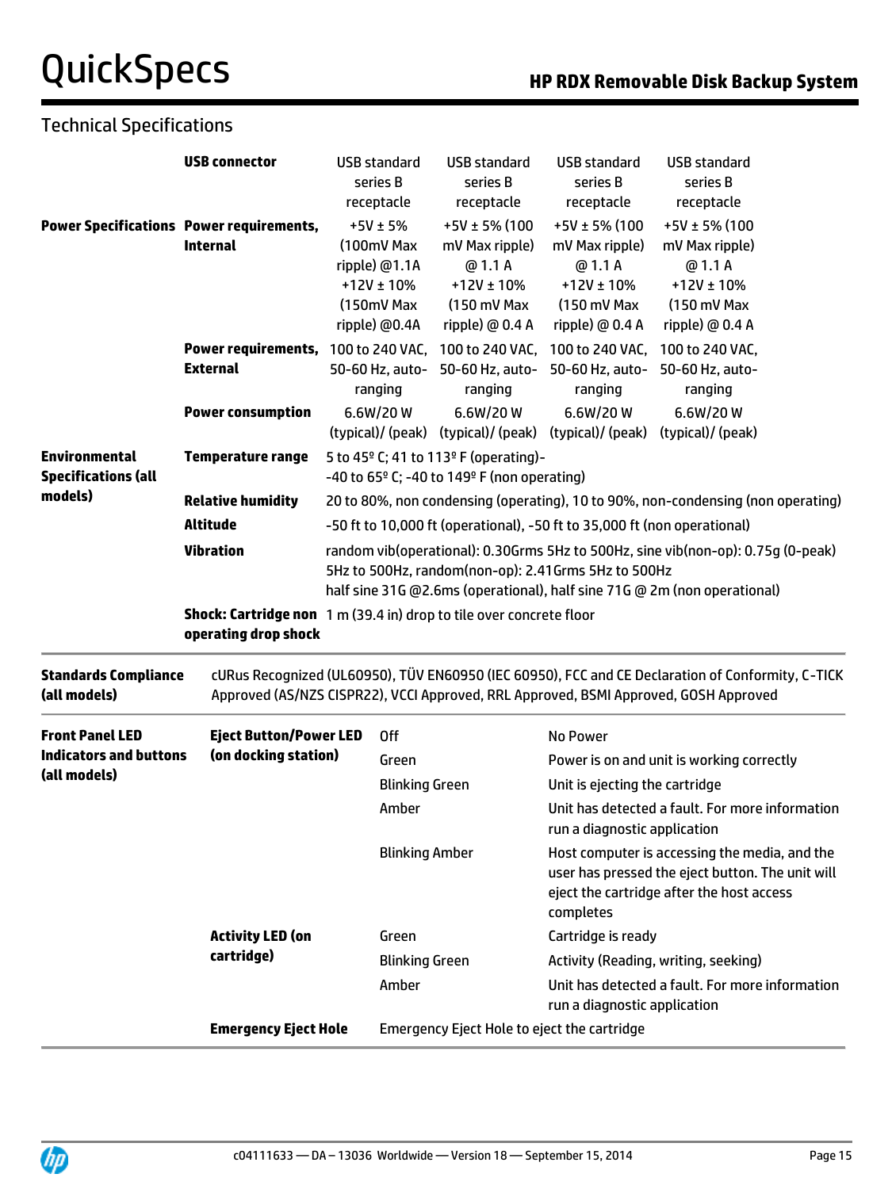## Technical Specifications

| | | | | | |
|---|---|---|---|---|---|
| | **USB connector** | USB standard series B receptacle | USB standard series B receptacle | USB standard series B receptacle | USB standard series B receptacle |
| **Power Specifications** | **Power requirements, Internal** | +5V ± 5% (100mV Max ripple) @1.1A +12V ± 10% (150mV Max ripple) @0.4A | +5V ± 5% (100 mV Max ripple) @ 1.1 A +12V ± 10% (150 mV Max ripple) @ 0.4 A | +5V ± 5% (100 mV Max ripple) @ 1.1 A +12V ± 10% (150 mV Max ripple) @ 0.4 A | +5V ± 5% (100 mV Max ripple) @ 1.1 A +12V ± 10% (150 mV Max ripple) @ 0.4 A |
| | **Power requirements, External** | 100 to 240 VAC, 50-60 Hz, auto-ranging | 100 to 240 VAC, 50-60 Hz, auto-ranging | 100 to 240 VAC, 50-60 Hz, auto-ranging | 100 to 240 VAC, 50-60 Hz, auto-ranging |
| | **Power consumption** | 6.6W/20 W (typical)/ (peak) | 6.6W/20 W (typical)/ (peak) | 6.6W/20 W (typical)/ (peak) | 6.6W/20 W (typical)/ (peak) |
| **Environmental Specifications (all models)** | **Temperature range** | 5 to 45º C; 41 to 113º F (operating)- -40 to 65º C; -40 to 149º F (non operating) | | | |
| | **Relative humidity** | 20 to 80%, non condensing (operating), 10 to 90%, non-condensing (non operating) | | | |
| | **Altitude** | -50 ft to 10,000 ft (operational), -50 ft to 35,000 ft (non operational) | | | |
| | **Vibration** | random vib(operational): 0.30Grms 5Hz to 500Hz, sine vib(non-op): 0.75g (0-peak) 5Hz to 500Hz, random(non-op): 2.41Grms 5Hz to 500Hz half sine 31G @2.6ms (operational), half sine 71G @ 2m (non operational) | | | |
| | **Shock: Cartridge non operating drop shock** | 1 m (39.4 in) drop to tile over concrete floor | | | |

| | |
|---|---|
| **Standards Compliance (all models)** | cURus Recognized (UL60950), TÜV EN60950 (IEC 60950), FCC and CE Declaration of Conformity, C-TICK Approved (AS/NZS CISPR22), VCCI Approved, RRL Approved, BSMI Approved, GOSH Approved |

| | | | |
|---|---|---|---|
| **Front Panel LED Indicators and buttons (all models)** | **Eject Button/Power LED (on docking station)** | Off | No Power |
| | | Green | Power is on and unit is working correctly |
| | | Blinking Green | Unit is ejecting the cartridge |
| | | Amber | Unit has detected a fault. For more information run a diagnostic application |
| | | Blinking Amber | Host computer is accessing the media, and the user has pressed the eject button. The unit will eject the cartridge after the host access completes |
| | **Activity LED (on cartridge)** | Green | Cartridge is ready |
| | | Blinking Green | Activity (Reading, writing, seeking) |
| | | Amber | Unit has detected a fault. For more information run a diagnostic application |
| | **Emergency Eject Hole** | Emergency Eject Hole to eject the cartridge | |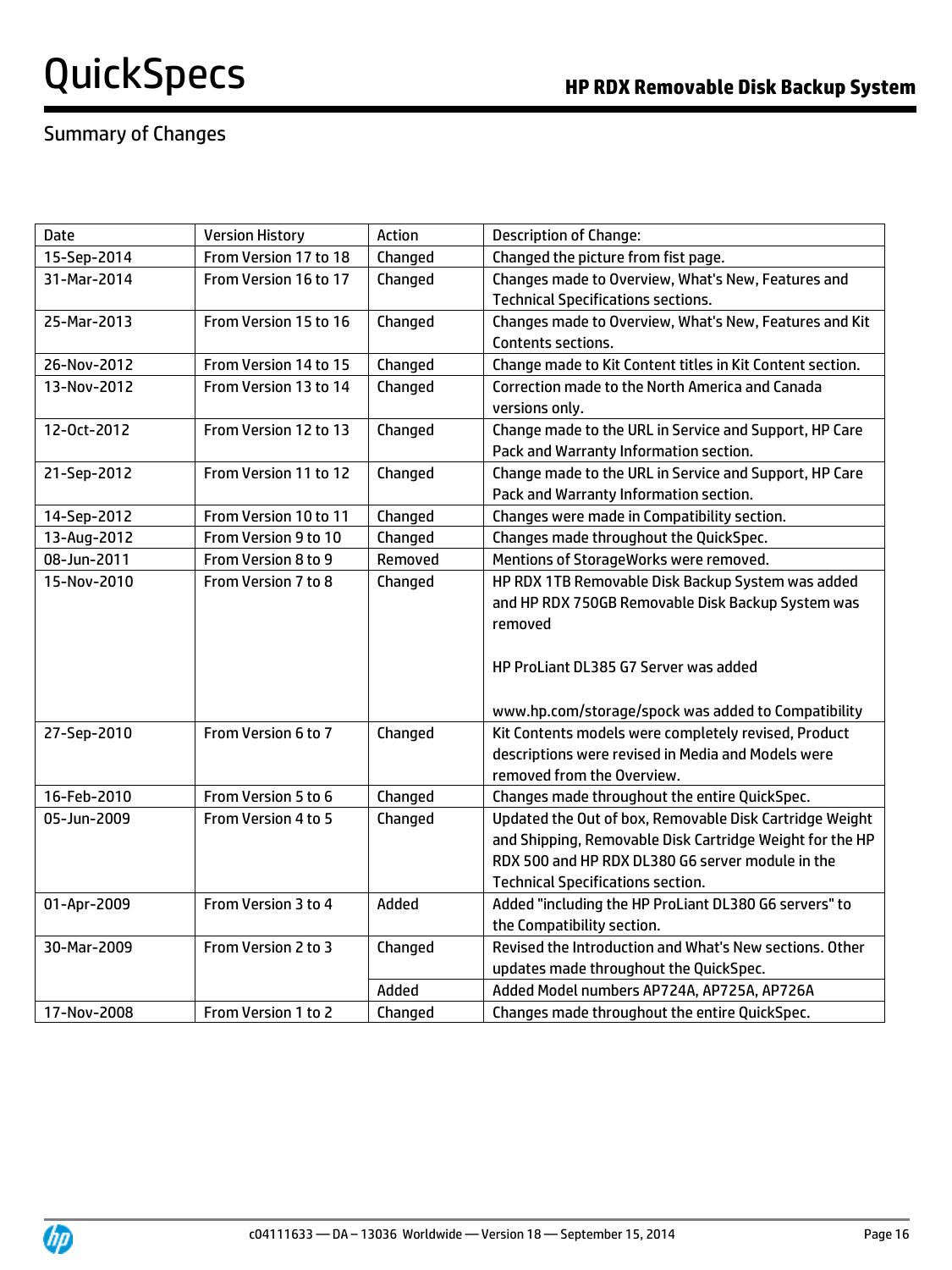## Summary of Changes

| Date | Version History | Action | Description of Change: |
|---|---|---|---|
| 15-Sep-2014 | From Version 17 to 18 | Changed | Changed the picture from fist page. |
| 31-Mar-2014 | From Version 16 to 17 | Changed | Changes made to Overview, What's New, Features and Technical Specifications sections. |
| 25-Mar-2013 | From Version 15 to 16 | Changed | Changes made to Overview, What's New, Features and Kit Contents sections. |
| 26-Nov-2012 | From Version 14 to 15 | Changed | Change made to Kit Content titles in Kit Content section. |
| 13-Nov-2012 | From Version 13 to 14 | Changed | Correction made to the North America and Canada versions only. |
| 12-Oct-2012 | From Version 12 to 13 | Changed | Change made to the URL in Service and Support, HP Care Pack and Warranty Information section. |
| 21-Sep-2012 | From Version 11 to 12 | Changed | Change made to the URL in Service and Support, HP Care Pack and Warranty Information section. |
| 14-Sep-2012 | From Version 10 to 11 | Changed | Changes were made in Compatibility section. |
| 13-Aug-2012 | From Version 9 to 10 | Changed | Changes made throughout the QuickSpec. |
| 08-Jun-2011 | From Version 8 to 9 | Removed | Mentions of StorageWorks were removed. |
| 15-Nov-2010 | From Version 7 to 8 | Changed | HP RDX 1TB Removable Disk Backup System was added and HP RDX 750GB Removable Disk Backup System was removed<br><br>HP ProLiant DL385 G7 Server was added<br><br>www.hp.com/storage/spock was added to Compatibility |
| 27-Sep-2010 | From Version 6 to 7 | Changed | Kit Contents models were completely revised, Product descriptions were revised in Media and Models were removed from the Overview. |
| 16-Feb-2010 | From Version 5 to 6 | Changed | Changes made throughout the entire QuickSpec. |
| 05-Jun-2009 | From Version 4 to 5 | Changed | Updated the Out of box, Removable Disk Cartridge Weight and Shipping, Removable Disk Cartridge Weight for the HP RDX 500 and HP RDX DL380 G6 server module in the Technical Specifications section. |
| 01-Apr-2009 | From Version 3 to 4 | Added | Added "including the HP ProLiant DL380 G6 servers" to the Compatibility section. |
| 30-Mar-2009 | From Version 2 to 3 | Changed | Revised the Introduction and What's New sections. Other updates made throughout the QuickSpec. |
| | | Added | Added Model numbers AP724A, AP725A, AP726A |
| 17-Nov-2008 | From Version 1 to 2 | Changed | Changes made throughout the entire QuickSpec. |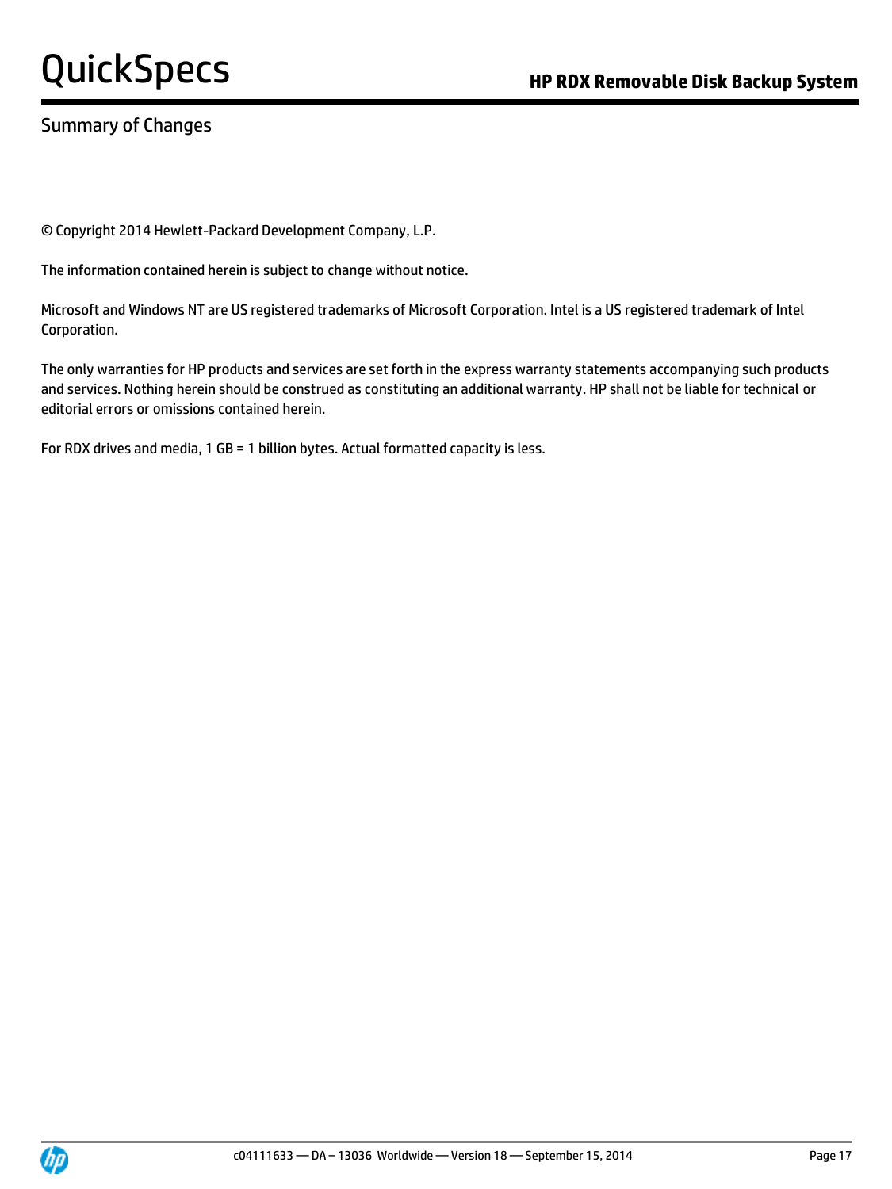## Summary of Changes

© Copyright 2014 Hewlett-Packard Development Company, L.P.

The information contained herein is subject to change without notice.

Microsoft and Windows NT are US registered trademarks of Microsoft Corporation. Intel is a US registered trademark of Intel Corporation.

The only warranties for HP products and services are set forth in the express warranty statements accompanying such products and services. Nothing herein should be construed as constituting an additional warranty. HP shall not be liable for technical or editorial errors or omissions contained herein.

For RDX drives and media, 1 GB = 1 billion bytes. Actual formatted capacity is less.

c04111633 — DA – 13036 Worldwide — Version 18 — September 15, 2014